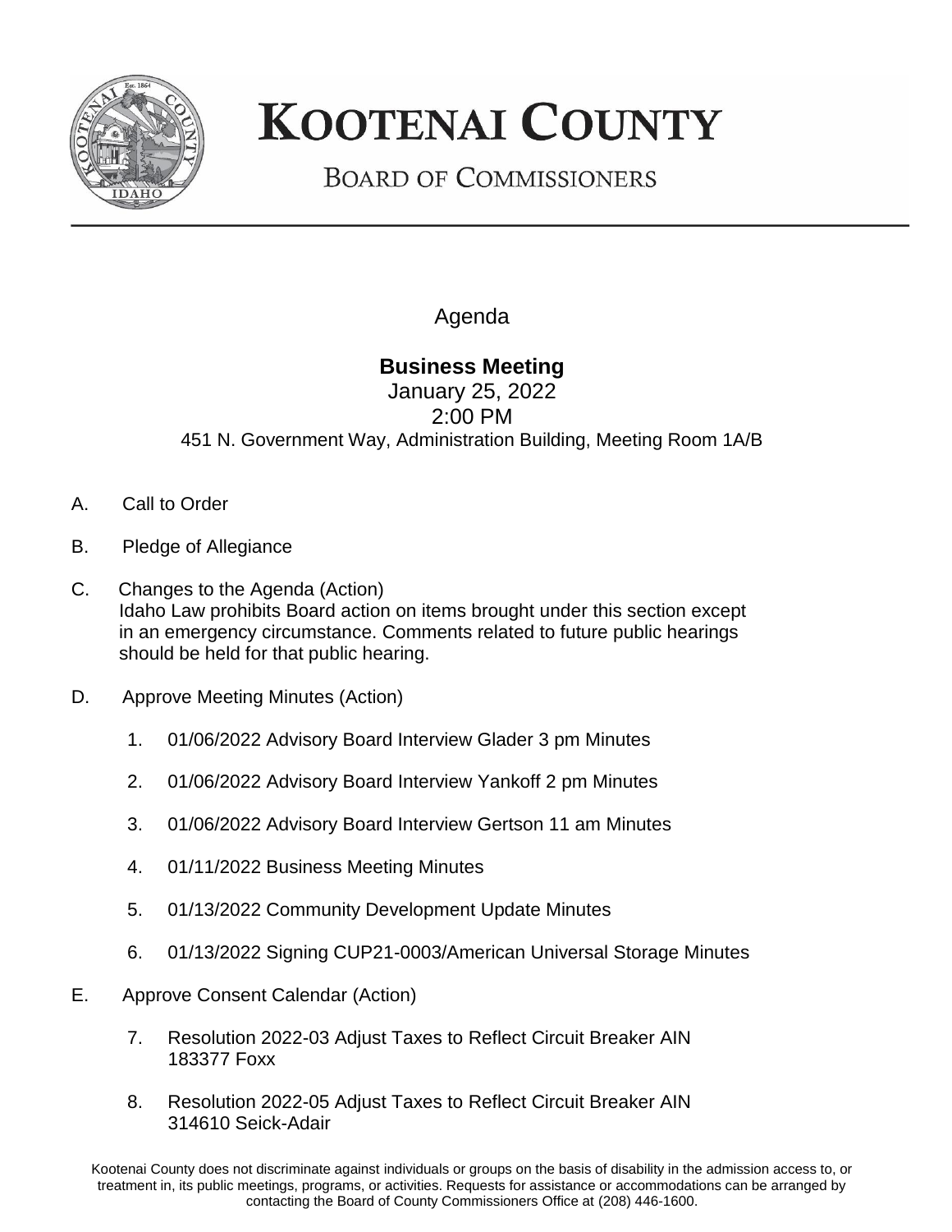# KOOTENAI COUNTY

## BOARD OF COMMISSIONERS

Agenda

**Business Meeting**

January 25, 2022

2:00 PM

451 N. Government Way, Administration Building, Meeting Room 1A/B

A. Call to Order

B. Pledge of Allegiance

C. Changes to the Agenda (Action)
Idaho Law prohibits Board action on items brought under this section except in an emergency circumstance. Comments related to future public hearings should be held for that public hearing.

D. Approve Meeting Minutes (Action)

1. 01/06/2022 Advisory Board Interview Glader 3 pm Minutes
2. 01/06/2022 Advisory Board Interview Yankoff 2 pm Minutes
3. 01/06/2022 Advisory Board Interview Gertson 11 am Minutes
4. 01/11/2022 Business Meeting Minutes
5. 01/13/2022 Community Development Update Minutes
6. 01/13/2022 Signing CUP21-0003/American Universal Storage Minutes

E. Approve Consent Calendar (Action)

7. Resolution 2022-03 Adjust Taxes to Reflect Circuit Breaker AIN 183377 Foxx
8. Resolution 2022-05 Adjust Taxes to Reflect Circuit Breaker AIN 314610 Seick-Adair

Kootenai County does not discriminate against individuals or groups on the basis of disability in the admission access to, or treatment in, its public meetings, programs, or activities. Requests for assistance or accommodations can be arranged by contacting the Board of County Commissioners Office at (208) 446-1600.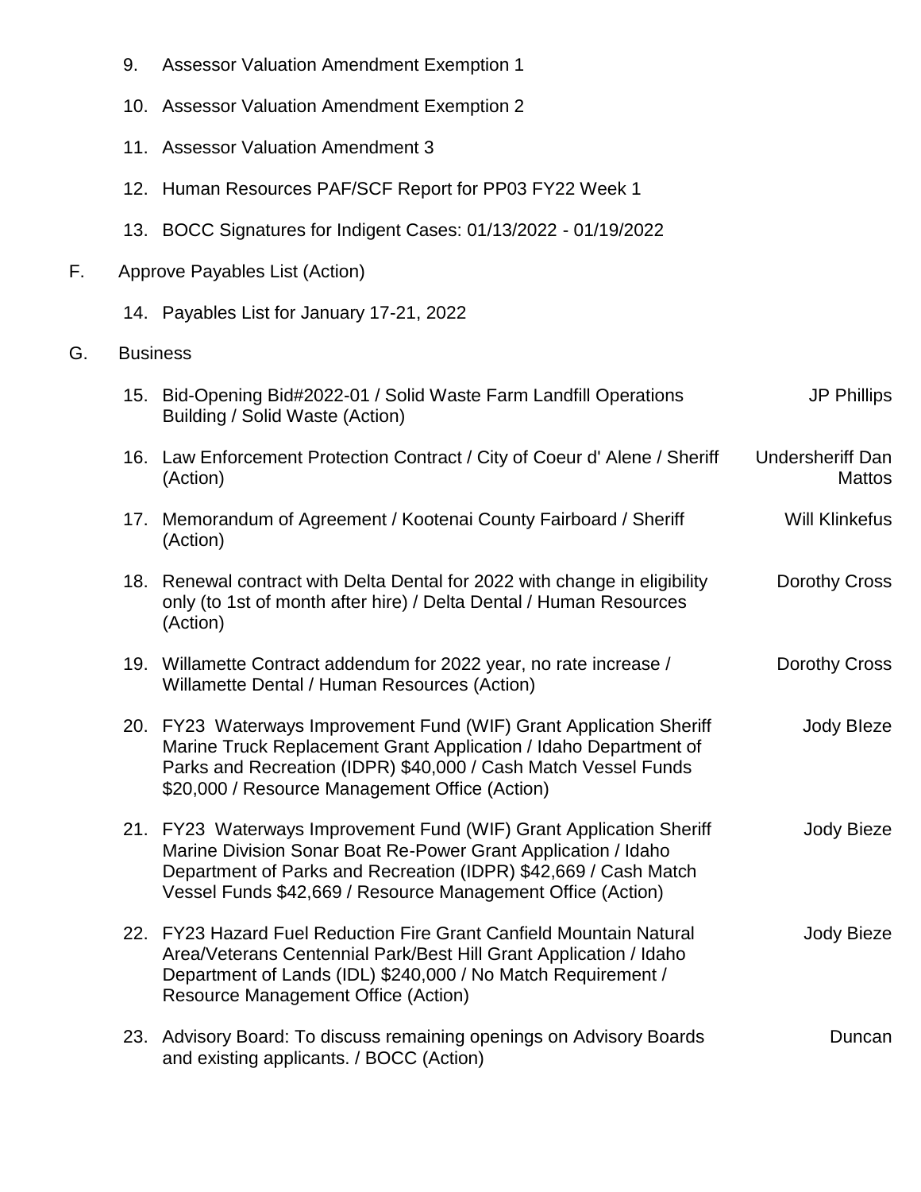9. Assessor Valuation Amendment Exemption 1

10. Assessor Valuation Amendment Exemption 2

11. Assessor Valuation Amendment 3

12. Human Resources PAF/SCF Report for PP03 FY22 Week 1

13. BOCC Signatures for Indigent Cases: 01/13/2022 - 01/19/2022

F. Approve Payables List (Action)

14. Payables List for January 17-21, 2022

G. Business

| | Item | Presenter |
|---|---|---|
| 15. | Bid-Opening Bid#2022-01 / Solid Waste Farm Landfill Operations Building / Solid Waste (Action) | JP Phillips |
| 16. | Law Enforcement Protection Contract / City of Coeur d' Alene / Sheriff (Action) | Undersheriff Dan Mattos |
| 17. | Memorandum of Agreement / Kootenai County Fairboard / Sheriff (Action) | Will Klinkefus |
| 18. | Renewal contract with Delta Dental for 2022 with change in eligibility only (to 1st of month after hire) / Delta Dental / Human Resources (Action) | Dorothy Cross |
| 19. | Willamette Contract addendum for 2022 year, no rate increase / Willamette Dental / Human Resources (Action) | Dorothy Cross |
| 20. | FY23 Waterways Improvement Fund (WIF) Grant Application Sheriff Marine Truck Replacement Grant Application / Idaho Department of Parks and Recreation (IDPR) $40,000 / Cash Match Vessel Funds $20,000 / Resource Management Office (Action) | Jody BIeze |
| 21. | FY23 Waterways Improvement Fund (WIF) Grant Application Sheriff Marine Division Sonar Boat Re-Power Grant Application / Idaho Department of Parks and Recreation (IDPR) $42,669 / Cash Match Vessel Funds $42,669 / Resource Management Office (Action) | Jody Bieze |
| 22. | FY23 Hazard Fuel Reduction Fire Grant Canfield Mountain Natural Area/Veterans Centennial Park/Best Hill Grant Application / Idaho Department of Lands (IDL) $240,000 / No Match Requirement / Resource Management Office (Action) | Jody Bieze |
| 23. | Advisory Board: To discuss remaining openings on Advisory Boards and existing applicants. / BOCC (Action) | Duncan |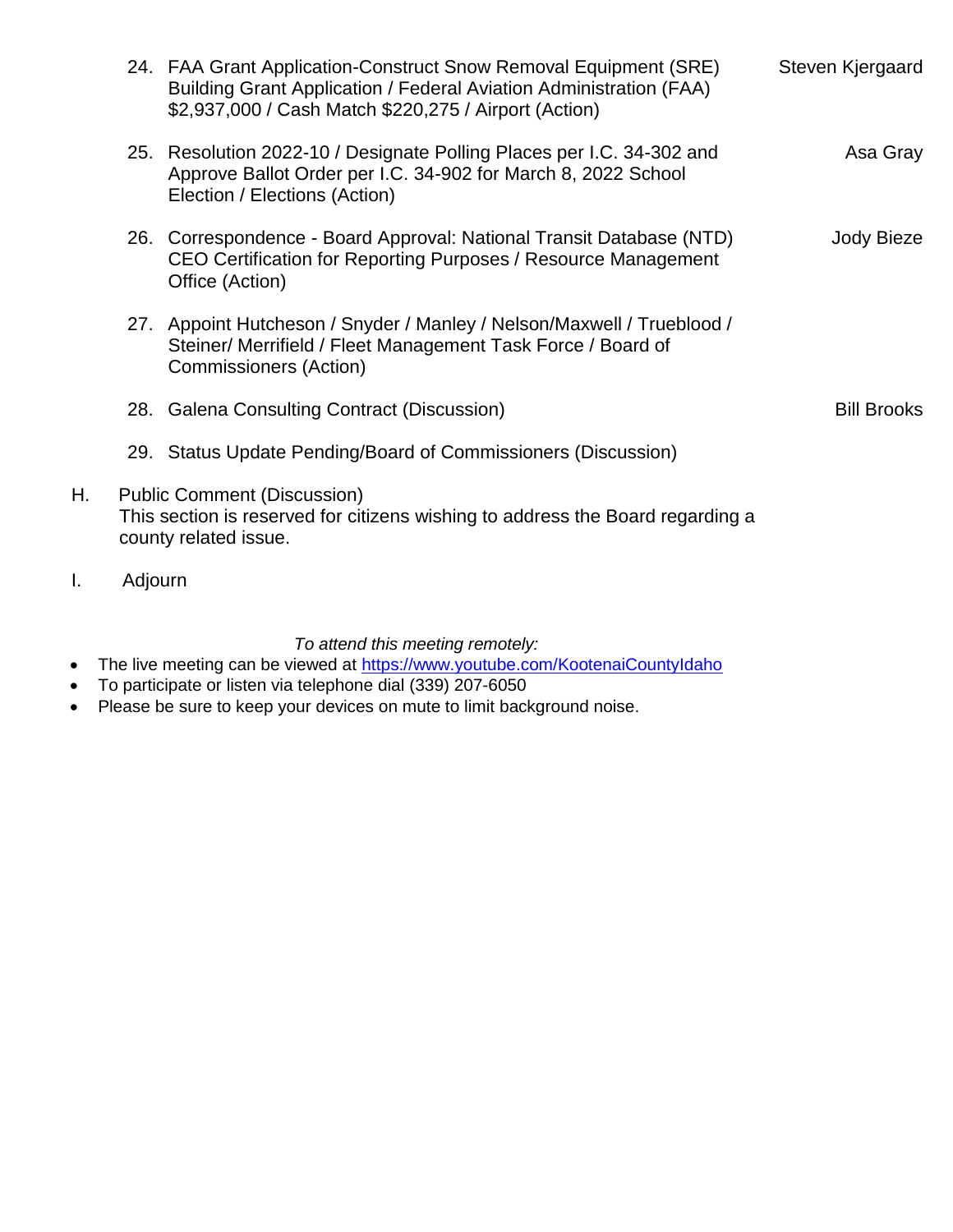24. FAA Grant Application-Construct Snow Removal Equipment (SRE) Building Grant Application / Federal Aviation Administration (FAA) $2,937,000 / Cash Match $220,275 / Airport (Action) — Steven Kjergaard

25. Resolution 2022-10 / Designate Polling Places per I.C. 34-302 and Approve Ballot Order per I.C. 34-902 for March 8, 2022 School Election / Elections (Action) — Asa Gray

26. Correspondence - Board Approval: National Transit Database (NTD) CEO Certification for Reporting Purposes / Resource Management Office (Action) — Jody Bieze

27. Appoint Hutcheson / Snyder / Manley / Nelson/Maxwell / Trueblood / Steiner/ Merrifield / Fleet Management Task Force / Board of Commissioners (Action)

28. Galena Consulting Contract (Discussion) — Bill Brooks

29. Status Update Pending/Board of Commissioners (Discussion)

H. Public Comment (Discussion)
This section is reserved for citizens wishing to address the Board regarding a county related issue.

I. Adjourn

*To attend this meeting remotely:*

- The live meeting can be viewed at https://www.youtube.com/KootenaiCountyIdaho
- To participate or listen via telephone dial (339) 207-6050
- Please be sure to keep your devices on mute to limit background noise.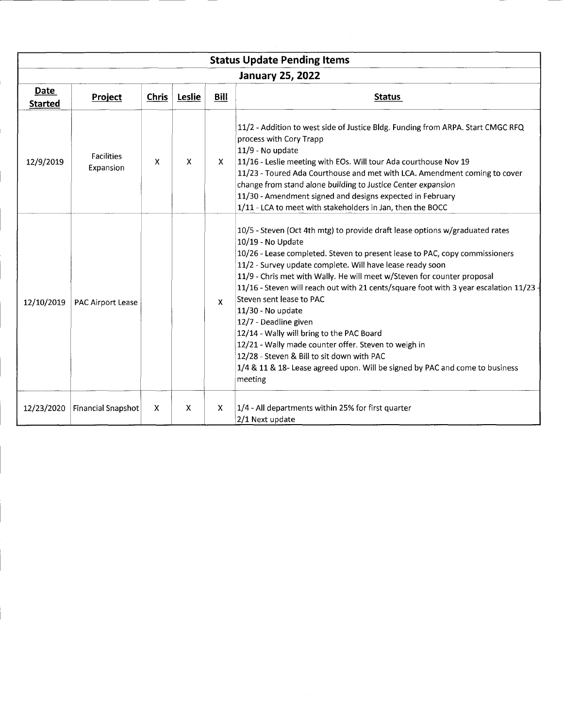## Status Update Pending Items

### January 25, 2022

| Date Started | Project | Chris | Leslie | Bill | Status |
|---|---|---|---|---|---|
| 12/9/2019 | Facilities Expansion | X | X | X | 11/2 - Addition to west side of Justice Bldg. Funding from ARPA. Start CMGC RFQ process with Cory Trapp<br>11/9 - No update<br>11/16 - Leslie meeting with EOs. Will tour Ada courthouse Nov 19<br>11/23 - Toured Ada Courthouse and met with LCA. Amendment coming to cover change from stand alone building to Justice Center expansion<br>11/30 - Amendment signed and designs expected in February<br>1/11 - LCA to meet with stakeholders in Jan, then the BOCC |
| 12/10/2019 | PAC Airport Lease | | | X | 10/5 - Steven (Oct 4th mtg) to provide draft lease options w/graduated rates<br>10/19 - No Update<br>10/26 - Lease completed. Steven to present lease to PAC, copy commissioners<br>11/2 - Survey update complete. Will have lease ready soon<br>11/9 - Chris met with Wally. He will meet w/Steven for counter proposal<br>11/16 - Steven will reach out with 21 cents/square foot with 3 year escalation 11/23 - Steven sent lease to PAC<br>11/30 - No update<br>12/7 - Deadline given<br>12/14 - Wally will bring to the PAC Board<br>12/21 - Wally made counter offer. Steven to weigh in<br>12/28 - Steven & Bill to sit down with PAC<br>1/4 & 11 & 18- Lease agreed upon. Will be signed by PAC and come to business meeting |
| 12/23/2020 | Financial Snapshot | X | X | X | 1/4 - All departments within 25% for first quarter<br>2/1 Next update |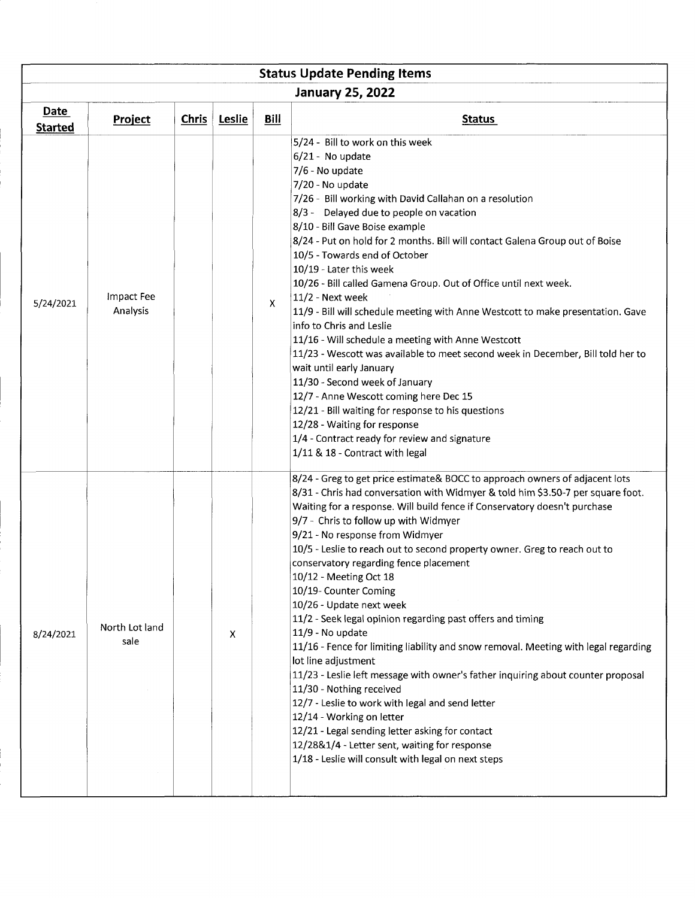# Status Update Pending Items

## January 25, 2022

| Date Started | Project | Chris | Leslie | Bill | Status |
|---|---|---|---|---|---|
| 5/24/2021 | Impact Fee Analysis | | | X | 5/24 - Bill to work on this week<br>6/21 - No update<br>7/6 - No update<br>7/20 - No update<br>7/26 - Bill working with David Callahan on a resolution<br>8/3 - Delayed due to people on vacation<br>8/10 - Bill Gave Boise example<br>8/24 - Put on hold for 2 months. Bill will contact Galena Group out of Boise<br>10/5 - Towards end of October<br>10/19 - Later this week<br>10/26 - Bill called Gamena Group. Out of Office until next week.<br>11/2 - Next week<br>11/9 - Bill will schedule meeting with Anne Westcott to make presentation. Gave info to Chris and Leslie<br>11/16 - Will schedule a meeting with Anne Westcott<br>11/23 - Wescott was available to meet second week in December, Bill told her to wait until early January<br>11/30 - Second week of January<br>12/7 - Anne Wescott coming here Dec 15<br>12/21 - Bill waiting for response to his questions<br>12/28 - Waiting for response<br>1/4 - Contract ready for review and signature<br>1/11 & 18 - Contract with legal |
| 8/24/2021 | North Lot land sale | | X | | 8/24 - Greg to get price estimate& BOCC to approach owners of adjacent lots<br>8/31 - Chris had conversation with Widmyer & told him $3.50-7 per square foot. Waiting for a response. Will build fence if Conservatory doesn't purchase<br>9/7 - Chris to follow up with Widmyer<br>9/21 - No response from Widmyer<br>10/5 - Leslie to reach out to second property owner. Greg to reach out to conservatory regarding fence placement<br>10/12 - Meeting Oct 18<br>10/19- Counter Coming<br>10/26 - Update next week<br>11/2 - Seek legal opinion regarding past offers and timing<br>11/9 - No update<br>11/16 - Fence for limiting liability and snow removal. Meeting with legal regarding lot line adjustment<br>11/23 - Leslie left message with owner's father inquiring about counter proposal<br>11/30 - Nothing received<br>12/7 - Leslie to work with legal and send letter<br>12/14 - Working on letter<br>12/21 - Legal sending letter asking for contact<br>12/28&1/4 - Letter sent, waiting for response<br>1/18 - Leslie will consult with legal on next steps |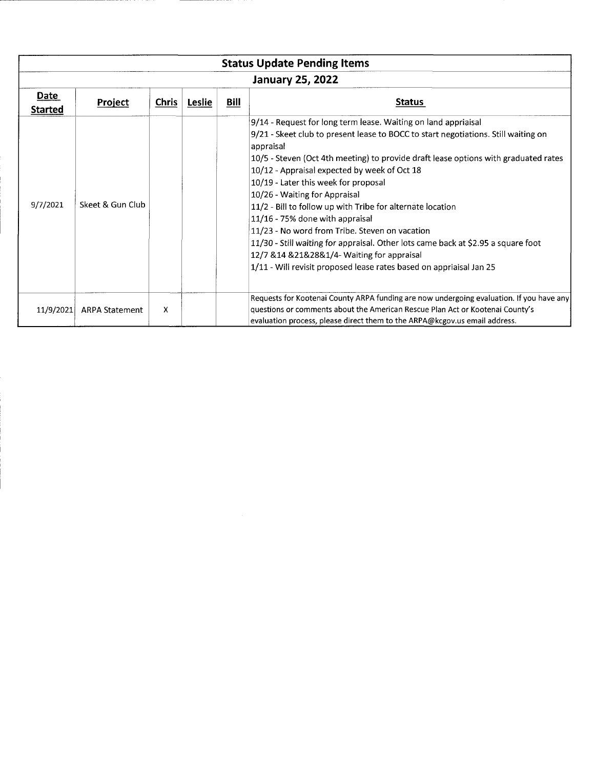| Status Update Pending Items | | | | | |
|---|---|---|---|---|---|
| January 25, 2022 | | | | | |
| **Date Started** | **Project** | **Chris** | **Leslie** | **Bill** | **Status** |
| 9/7/2021 | Skeet & Gun Club | | | | 9/14 - Request for long term lease. Waiting on land appriaisal<br>9/21 - Skeet club to present lease to BOCC to start negotiations. Still waiting on appraisal<br>10/5 - Steven (Oct 4th meeting) to provide draft lease options with graduated rates<br>10/12 - Appraisal expected by week of Oct 18<br>10/19 - Later this week for proposal<br>10/26 - Waiting for Appraisal<br>11/2 - Bill to follow up with Tribe for alternate location<br>11/16 - 75% done with appraisal<br>11/23 - No word from Tribe. Steven on vacation<br>11/30 - Still waiting for appraisal. Other lots came back at $2.95 a square foot<br>12/7 &14 &21&28&1/4- Waiting for appraisal<br>1/11 - Will revisit proposed lease rates based on appriaisal Jan 25 |
| 11/9/2021 | ARPA Statement | X | | | Requests for Kootenai County ARPA funding are now undergoing evaluation. If you have any questions or comments about the American Rescue Plan Act or Kootenai County's evaluation process, please direct them to the ARPA@kcgov.us email address. |